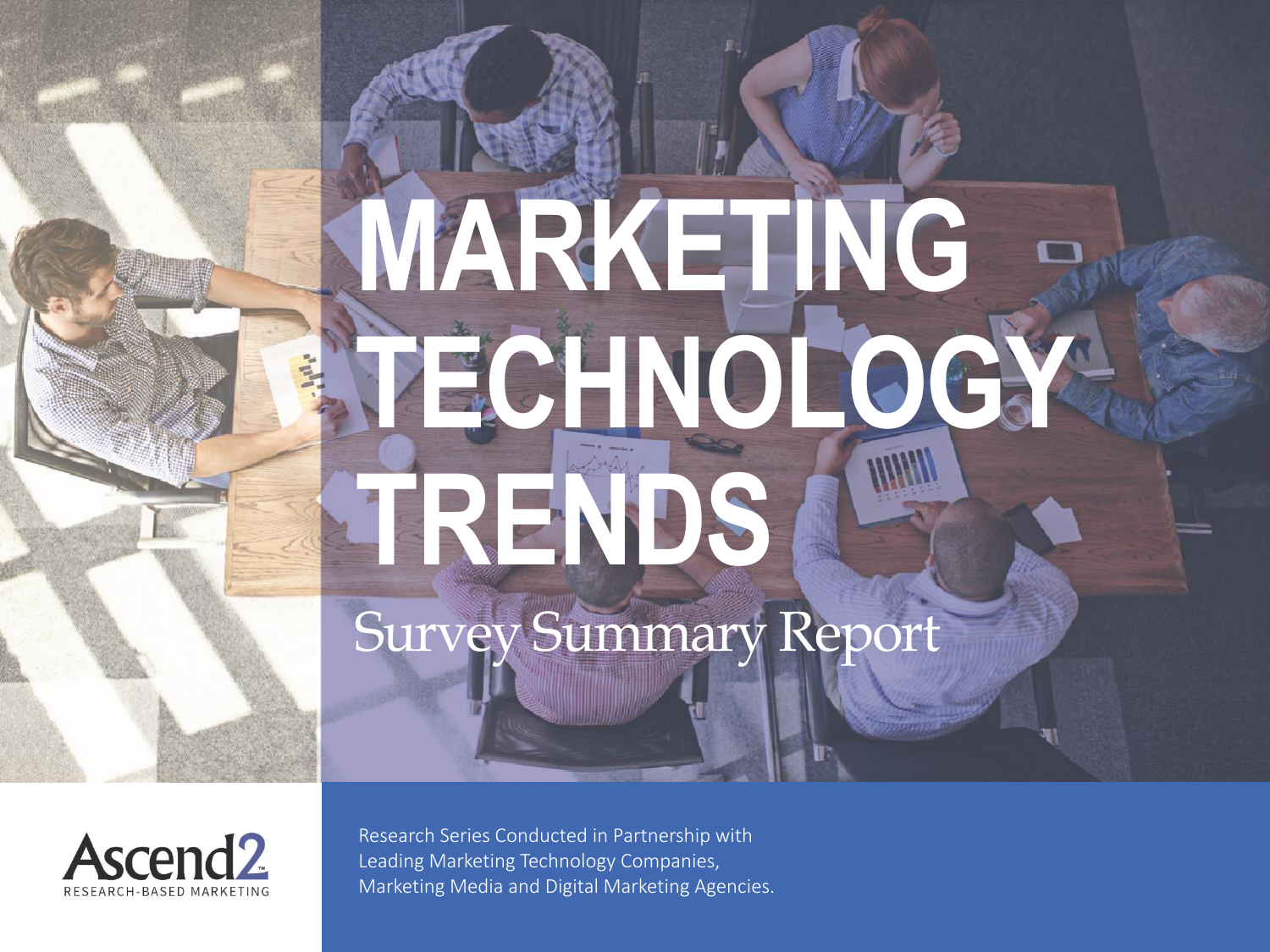# MARKETING TECHNOLOGY TRENDS

## Survey Summary Report

Ascend2
RESEARCH-BASED MARKETING

Research Series Conducted in Partnership with Leading Marketing Technology Companies, Marketing Media and Digital Marketing Agencies.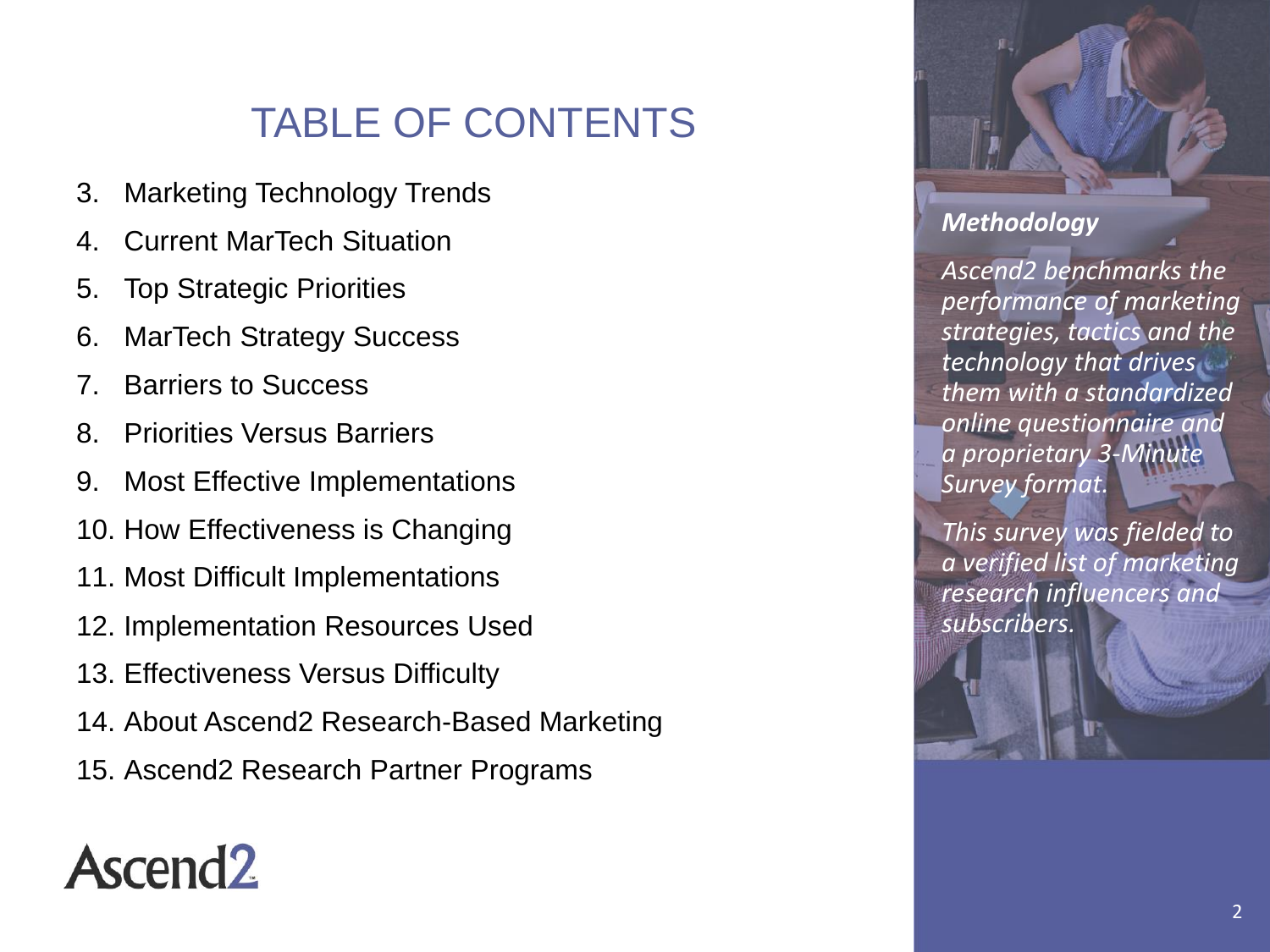# TABLE OF CONTENTS

3. Marketing Technology Trends
4. Current MarTech Situation
5. Top Strategic Priorities
6. MarTech Strategy Success
7. Barriers to Success
8. Priorities Versus Barriers
9. Most Effective Implementations
10. How Effectiveness is Changing
11. Most Difficult Implementations
12. Implementation Resources Used
13. Effectiveness Versus Difficulty
14. About Ascend2 Research-Based Marketing
15. Ascend2 Research Partner Programs

Ascend2

***Methodology***

*Ascend2 benchmarks the performance of marketing strategies, tactics and the technology that drives them with a standardized online questionnaire and a proprietary 3-Minute Survey format.*

*This survey was fielded to a verified list of marketing research influencers and subscribers.*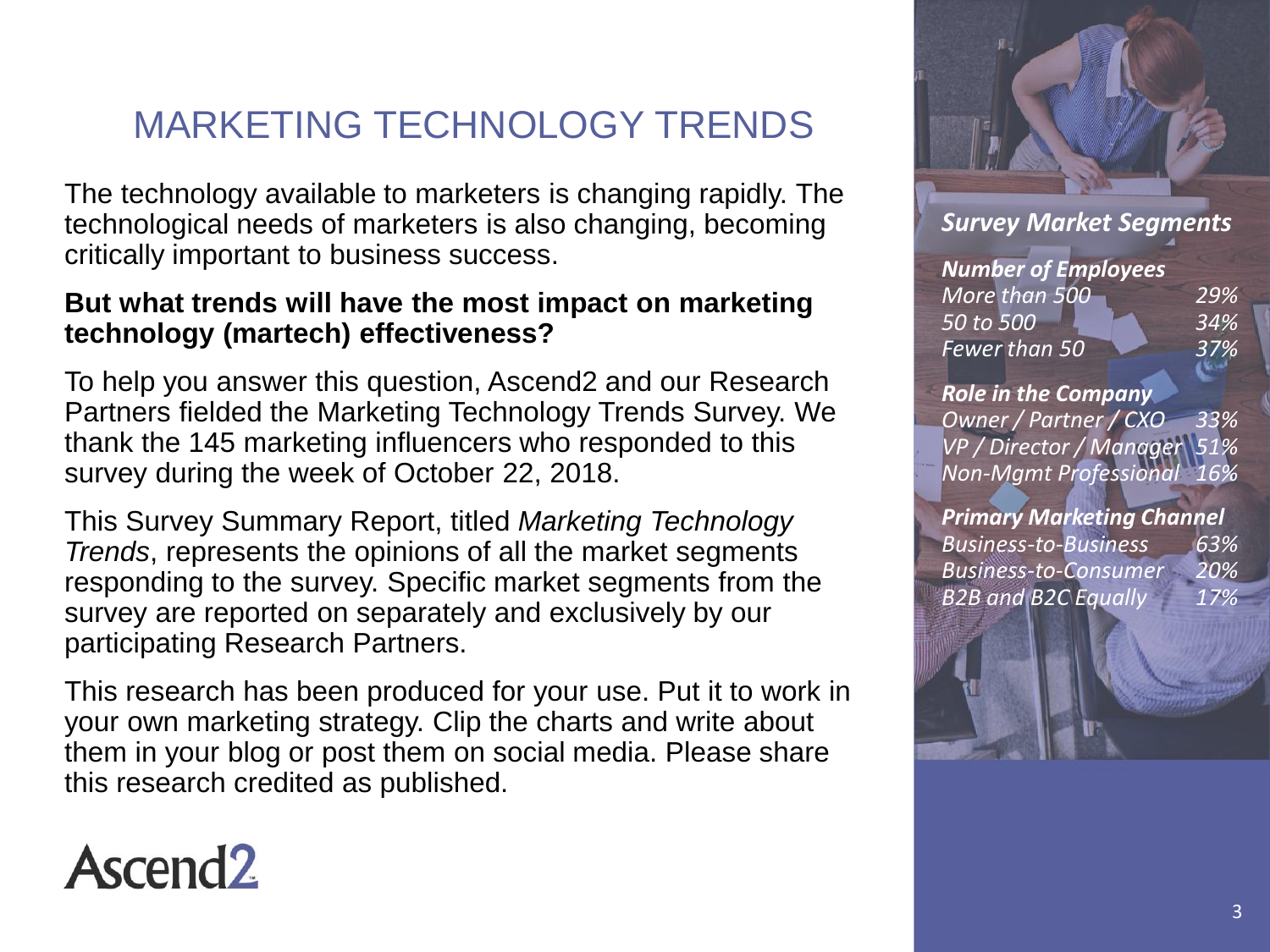# MARKETING TECHNOLOGY TRENDS

The technology available to marketers is changing rapidly. The technological needs of marketers is also changing, becoming critically important to business success.

**But what trends will have the most impact on marketing technology (martech) effectiveness?**

To help you answer this question, Ascend2 and our Research Partners fielded the Marketing Technology Trends Survey. We thank the 145 marketing influencers who responded to this survey during the week of October 22, 2018.

This Survey Summary Report, titled *Marketing Technology Trends*, represents the opinions of all the market segments responding to the survey. Specific market segments from the survey are reported on separately and exclusively by our participating Research Partners.

This research has been produced for your use. Put it to work in your own marketing strategy. Clip the charts and write about them in your blog or post them on social media. Please share this research credited as published.

Ascend2

## *Survey Market Segments*

***Number of Employees***

| | |
|---|---|
| *More than 500* | *29%* |
| *50 to 500* | *34%* |
| *Fewer than 50* | *37%* |

***Role in the Company***

| | |
|---|---|
| *Owner / Partner / CXO* | *33%* |
| *VP / Director / Manager* | *51%* |
| *Non-Mgmt Professional* | *16%* |

***Primary Marketing Channel***

| | |
|---|---|
| *Business-to-Business* | *63%* |
| *Business-to-Consumer* | *20%* |
| *B2B and B2C Equally* | *17%* |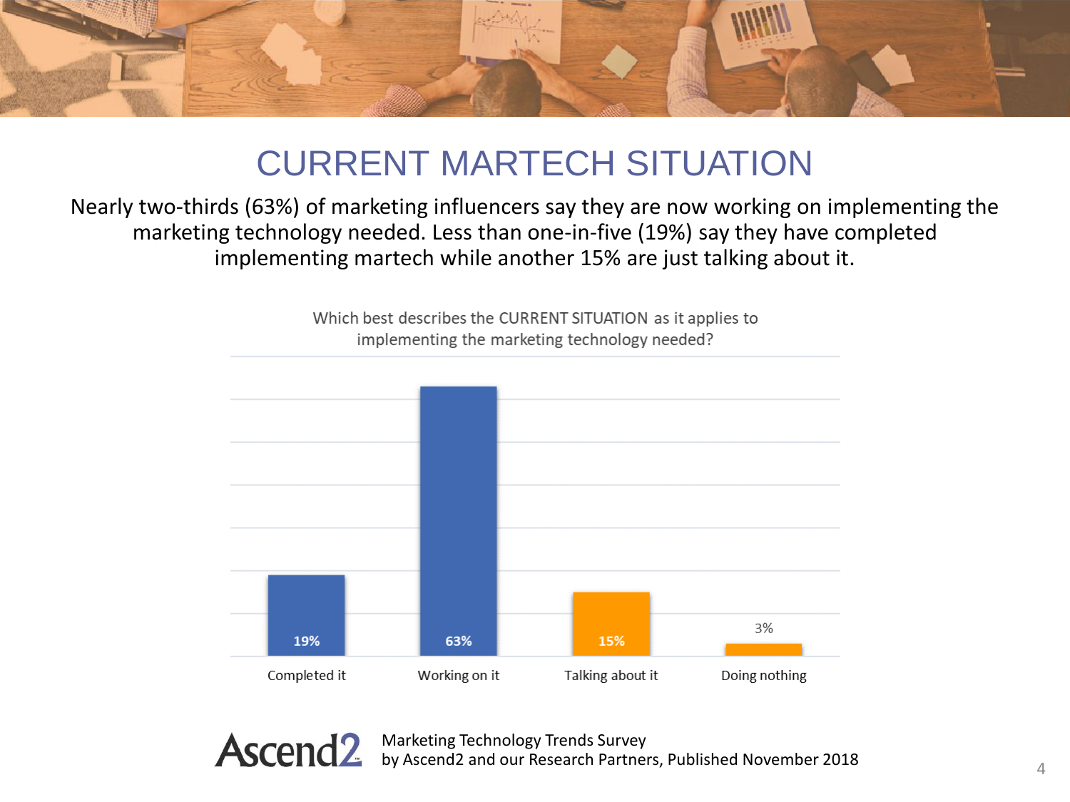# CURRENT MARTECH SITUATION

Nearly two-thirds (63%) of marketing influencers say they are now working on implementing the marketing technology needed. Less than one-in-five (19%) say they have completed implementing martech while another 15% are just talking about it.

Which best describes the CURRENT SITUATION as it applies to implementing the marketing technology needed?

| Completed it | Working on it | Talking about it | Doing nothing |
|---|---|---|---|
| 19% | 63% | 15% | 3% |

Ascend2 Marketing Technology Trends Survey by Ascend2 and our Research Partners, Published November 2018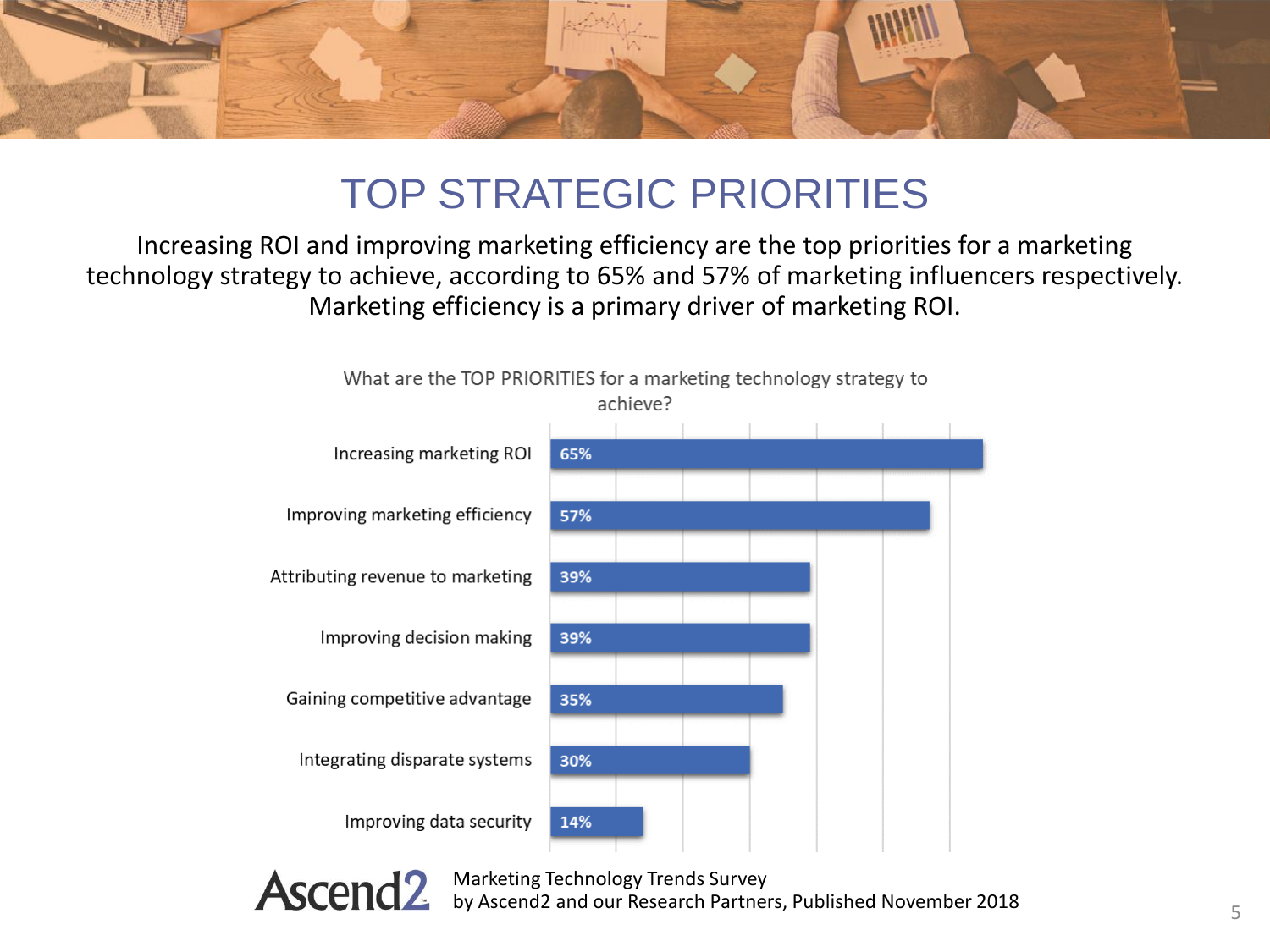# TOP STRATEGIC PRIORITIES

Increasing ROI and improving marketing efficiency are the top priorities for a marketing technology strategy to achieve, according to 65% and 57% of marketing influencers respectively. Marketing efficiency is a primary driver of marketing ROI.

What are the TOP PRIORITIES for a marketing technology strategy to achieve?

| Priority | Percentage |
| --- | --- |
| Increasing marketing ROI | 65% |
| Improving marketing efficiency | 57% |
| Attributing revenue to marketing | 39% |
| Improving decision making | 39% |
| Gaining competitive advantage | 35% |
| Integrating disparate systems | 30% |
| Improving data security | 14% |

Ascend2

Marketing Technology Trends Survey
by Ascend2 and our Research Partners, Published November 2018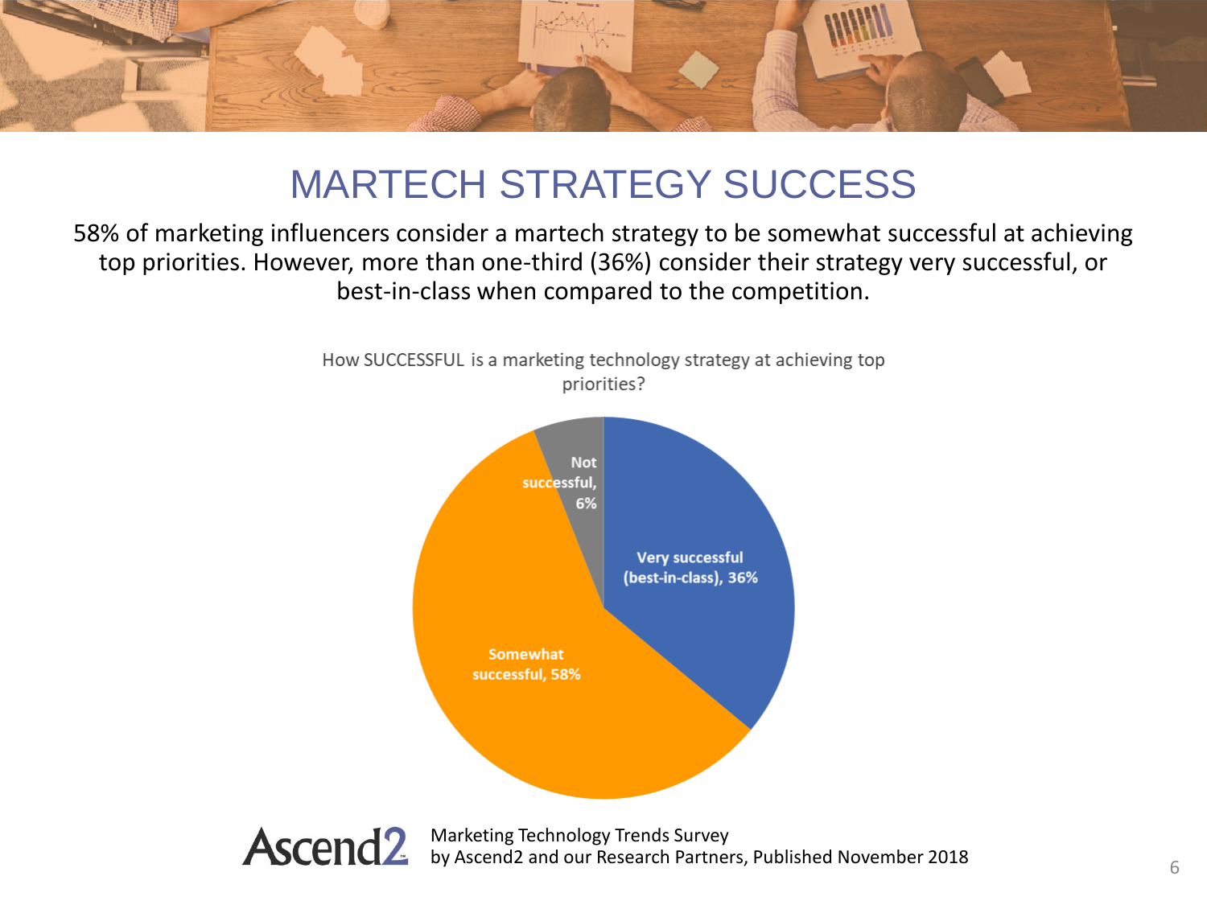# MARTECH STRATEGY SUCCESS

58% of marketing influencers consider a martech strategy to be somewhat successful at achieving top priorities. However, more than one-third (36%) consider their strategy very successful, or best-in-class when compared to the competition.

How SUCCESSFUL is a marketing technology strategy at achieving top priorities?

| Response | Percentage |
|---|---|
| Very successful (best-in-class) | 36% |
| Somewhat successful | 58% |
| Not successful | 6% |

Marketing Technology Trends Survey
by Ascend2 and our Research Partners, Published November 2018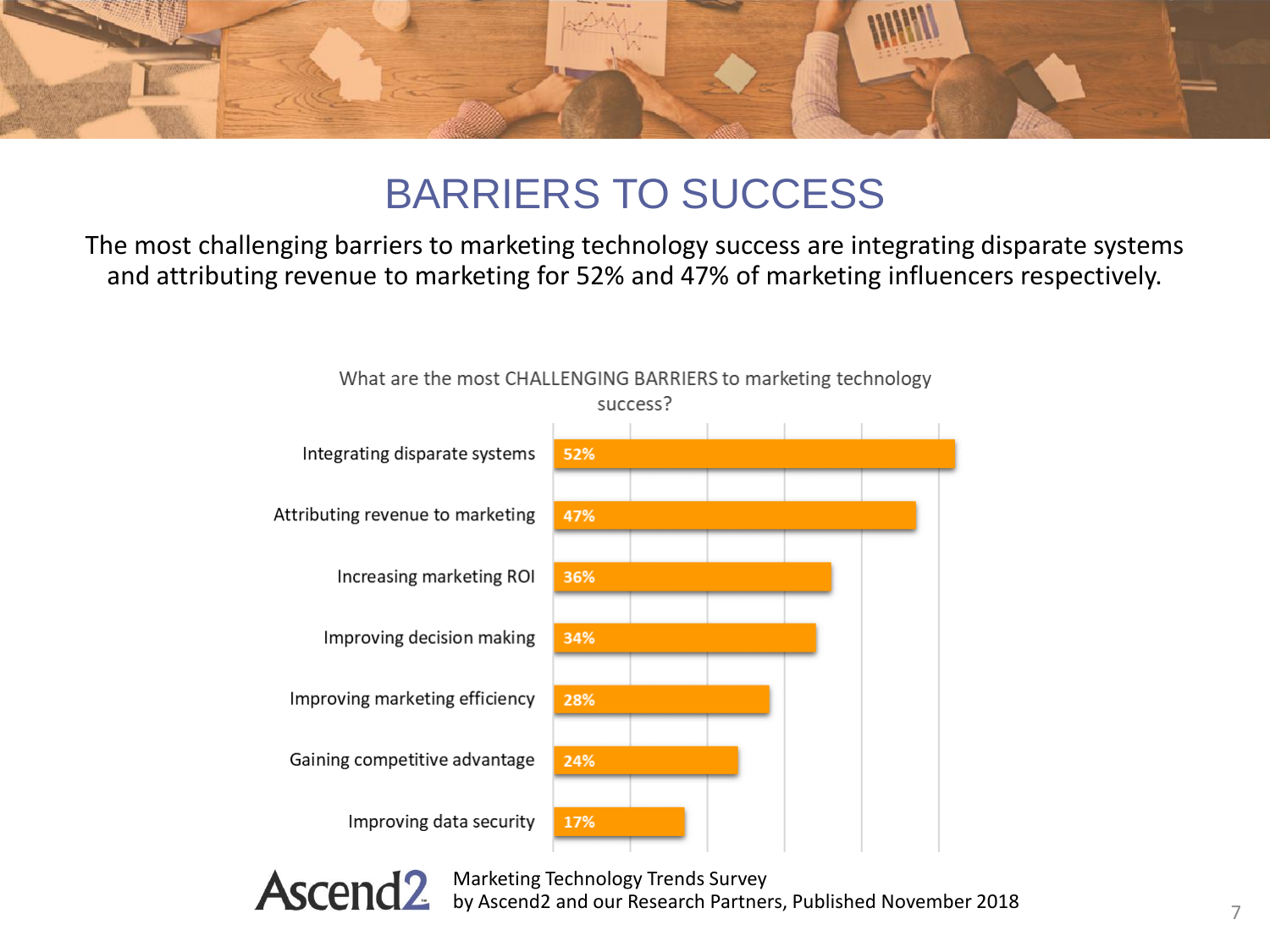# BARRIERS TO SUCCESS

The most challenging barriers to marketing technology success are integrating disparate systems and attributing revenue to marketing for 52% and 47% of marketing influencers respectively.

What are the most CHALLENGING BARRIERS to marketing technology success?

| Barrier | Percentage |
| --- | --- |
| Integrating disparate systems | 52% |
| Attributing revenue to marketing | 47% |
| Increasing marketing ROI | 36% |
| Improving decision making | 34% |
| Improving marketing efficiency | 28% |
| Gaining competitive advantage | 24% |
| Improving data security | 17% |

Ascend2 Marketing Technology Trends Survey by Ascend2 and our Research Partners, Published November 2018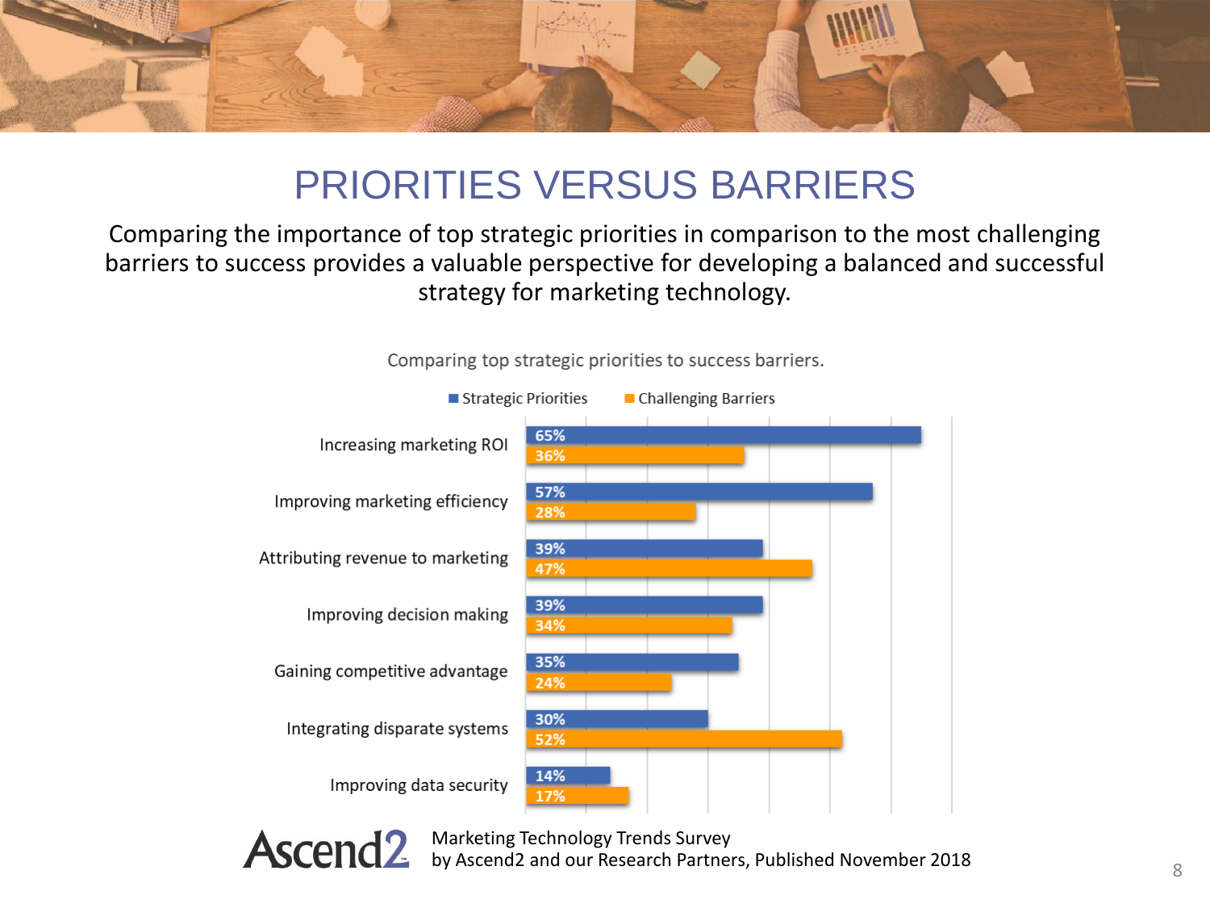# PRIORITIES VERSUS BARRIERS

Comparing the importance of top strategic priorities in comparison to the most challenging barriers to success provides a valuable perspective for developing a balanced and successful strategy for marketing technology.

Comparing top strategic priorities to success barriers.

| | Strategic Priorities | Challenging Barriers |
|---|---|---|
| Increasing marketing ROI | 65% | 36% |
| Improving marketing efficiency | 57% | 28% |
| Attributing revenue to marketing | 39% | 47% |
| Improving decision making | 39% | 34% |
| Gaining competitive advantage | 35% | 24% |
| Integrating disparate systems | 30% | 52% |
| Improving data security | 14% | 17% |

Ascend2 Marketing Technology Trends Survey
by Ascend2 and our Research Partners, Published November 2018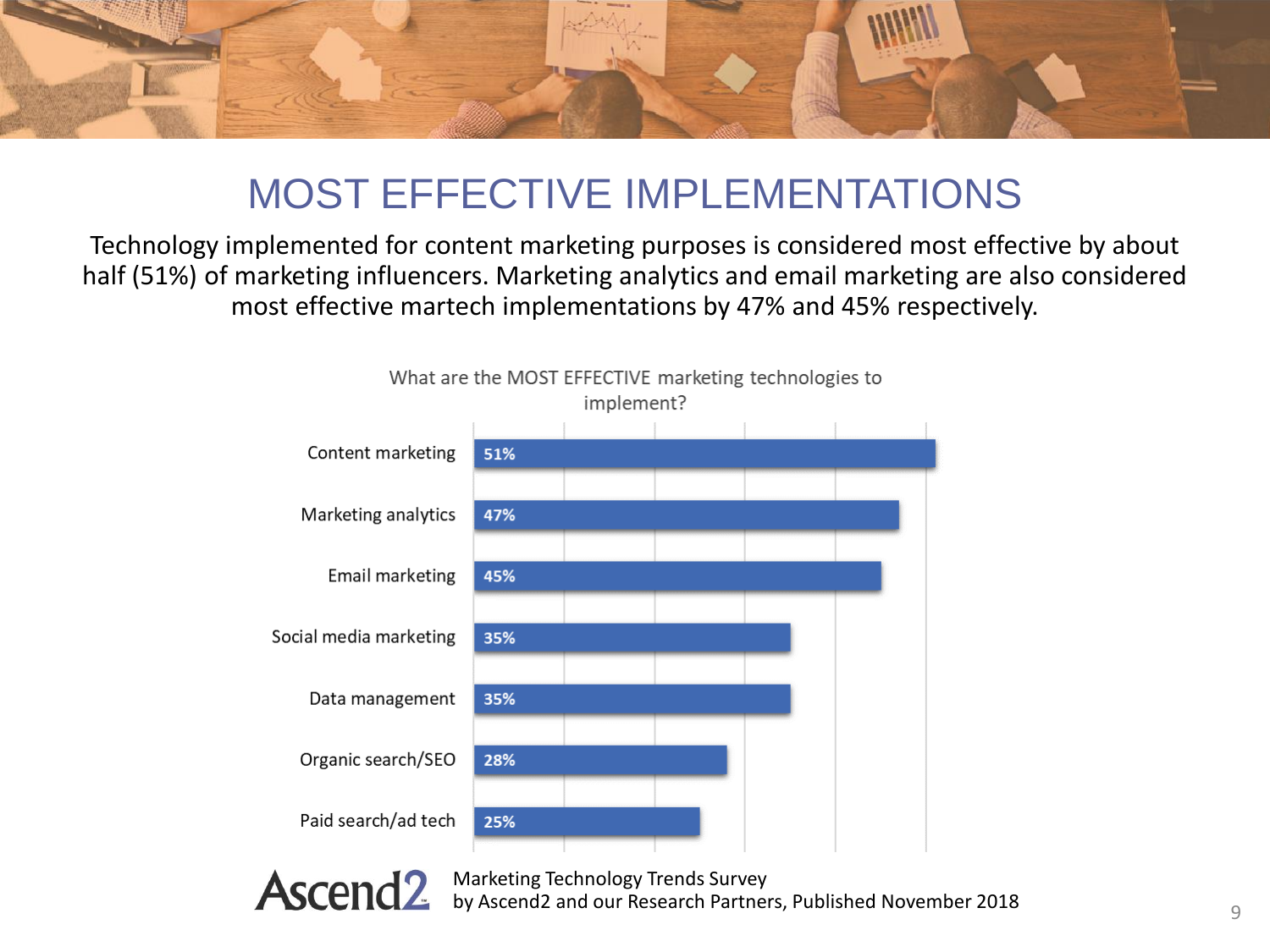# MOST EFFECTIVE IMPLEMENTATIONS

Technology implemented for content marketing purposes is considered most effective by about half (51%) of marketing influencers. Marketing analytics and email marketing are also considered most effective martech implementations by 47% and 45% respectively.

What are the MOST EFFECTIVE marketing technologies to implement?

| Technology | Percentage |
| --- | --- |
| Content marketing | 51% |
| Marketing analytics | 47% |
| Email marketing | 45% |
| Social media marketing | 35% |
| Data management | 35% |
| Organic search/SEO | 28% |
| Paid search/ad tech | 25% |

Ascend2 Marketing Technology Trends Survey
by Ascend2 and our Research Partners, Published November 2018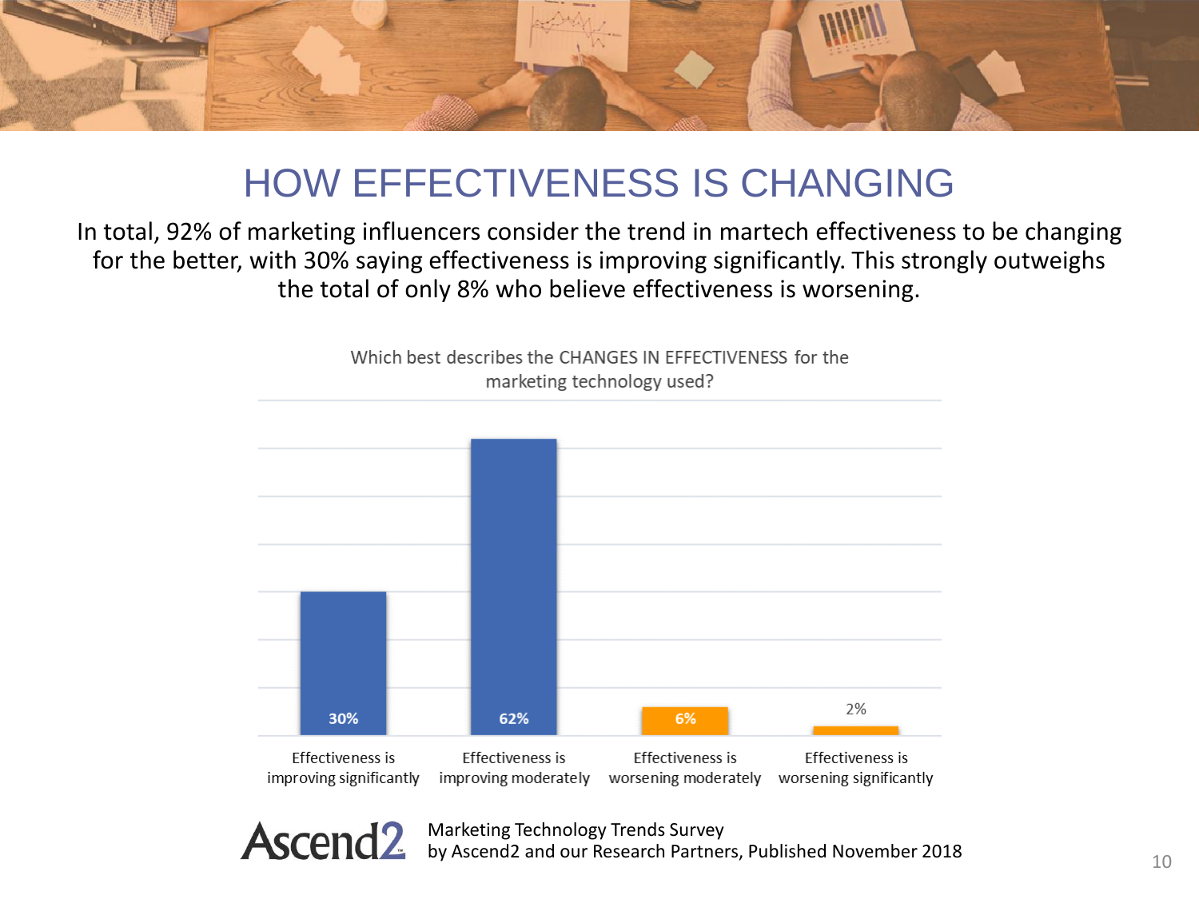# HOW EFFECTIVENESS IS CHANGING

In total, 92% of marketing influencers consider the trend in martech effectiveness to be changing for the better, with 30% saying effectiveness is improving significantly. This strongly outweighs the total of only 8% who believe effectiveness is worsening.

Which best describes the CHANGES IN EFFECTIVENESS for the marketing technology used?

| Response | Percentage |
| --- | --- |
| Effectiveness is improving significantly | 30% |
| Effectiveness is improving moderately | 62% |
| Effectiveness is worsening moderately | 6% |
| Effectiveness is worsening significantly | 2% |

Ascend2

Marketing Technology Trends Survey
by Ascend2 and our Research Partners, Published November 2018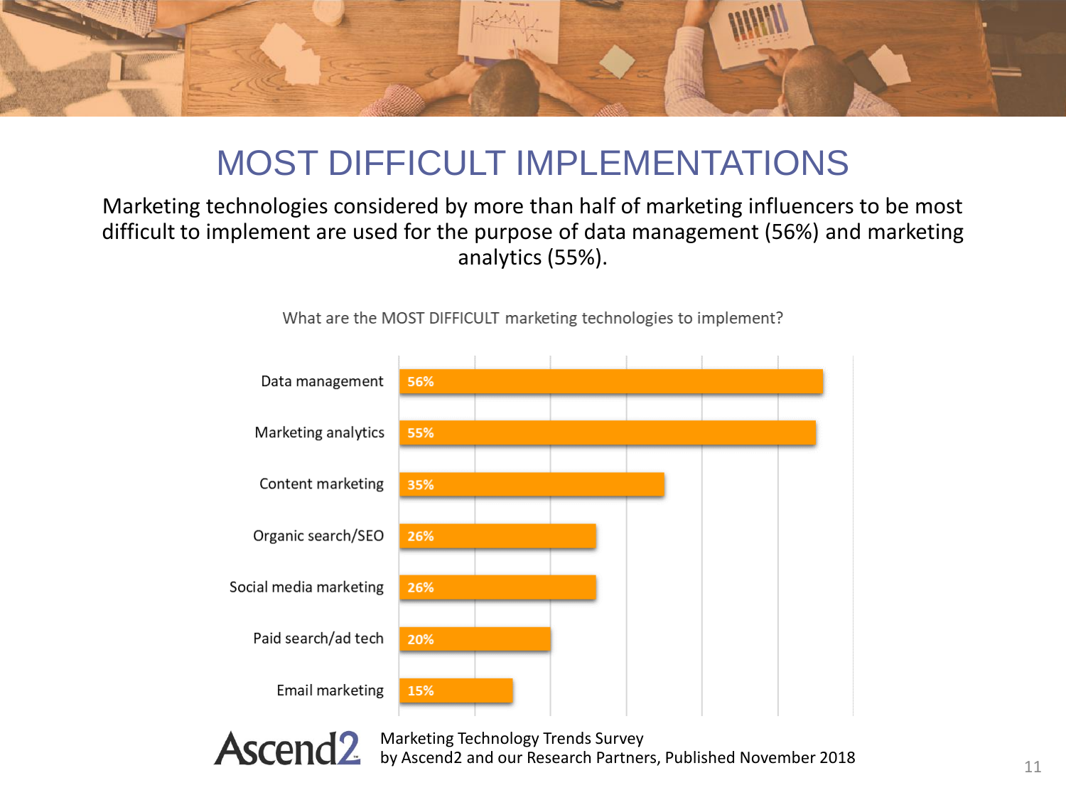# MOST DIFFICULT IMPLEMENTATIONS

Marketing technologies considered by more than half of marketing influencers to be most difficult to implement are used for the purpose of data management (56%) and marketing analytics (55%).

What are the MOST DIFFICULT marketing technologies to implement?

| Technology | Percentage |
|---|---|
| Data management | 56% |
| Marketing analytics | 55% |
| Content marketing | 35% |
| Organic search/SEO | 26% |
| Social media marketing | 26% |
| Paid search/ad tech | 20% |
| Email marketing | 15% |

Ascend2 Marketing Technology Trends Survey
by Ascend2 and our Research Partners, Published November 2018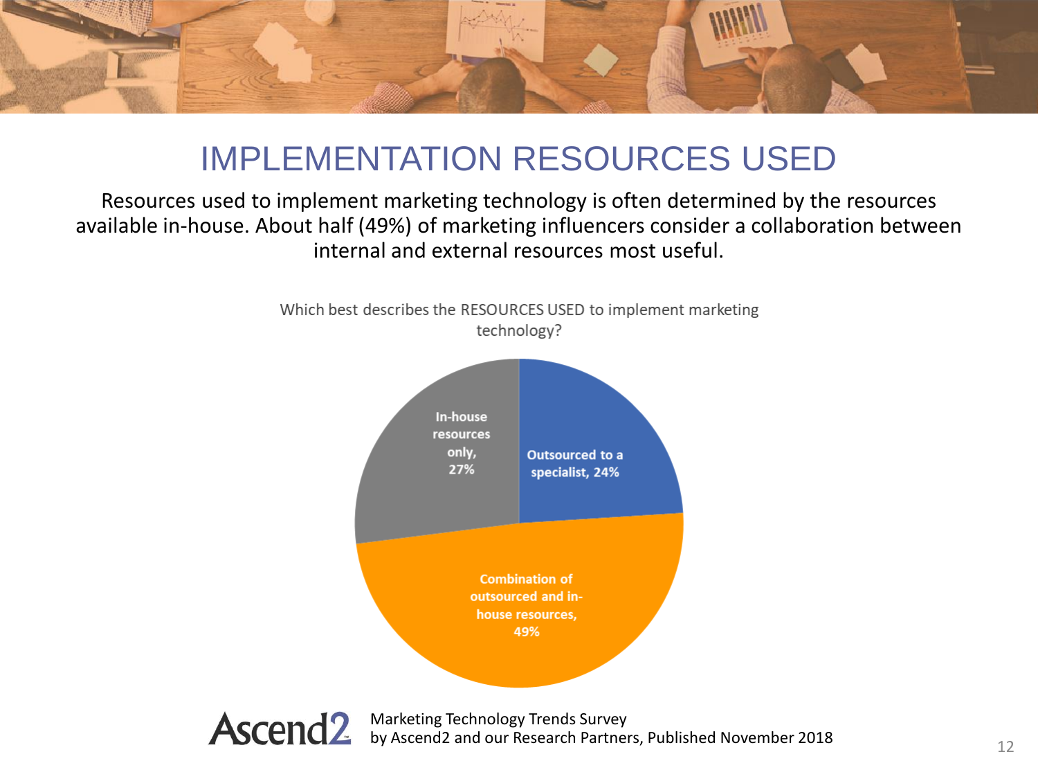# IMPLEMENTATION RESOURCES USED

Resources used to implement marketing technology is often determined by the resources available in-house. About half (49%) of marketing influencers consider a collaboration between internal and external resources most useful.

Which best describes the RESOURCES USED to implement marketing technology?

| Response | Percentage |
|---|---|
| Outsourced to a specialist | 24% |
| Combination of outsourced and in-house resources | 49% |
| In-house resources only | 27% |

Marketing Technology Trends Survey
by Ascend2 and our Research Partners, Published November 2018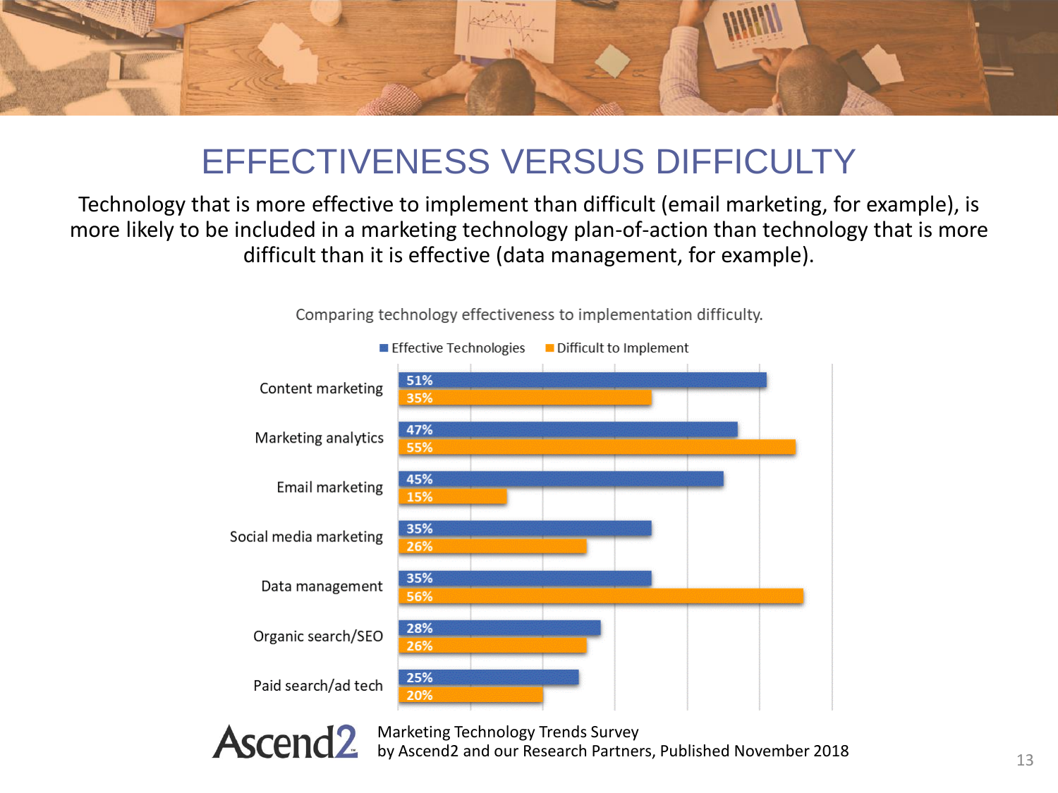# EFFECTIVENESS VERSUS DIFFICULTY

Technology that is more effective to implement than difficult (email marketing, for example), is more likely to be included in a marketing technology plan-of-action than technology that is more difficult than it is effective (data management, for example).

Comparing technology effectiveness to implementation difficulty.

| | Effective Technologies | Difficult to Implement |
|---|---|---|
| Content marketing | 51% | 35% |
| Marketing analytics | 47% | 55% |
| Email marketing | 45% | 15% |
| Social media marketing | 35% | 26% |
| Data management | 35% | 56% |
| Organic search/SEO | 28% | 26% |
| Paid search/ad tech | 25% | 20% |

Ascend2

Marketing Technology Trends Survey
by Ascend2 and our Research Partners, Published November 2018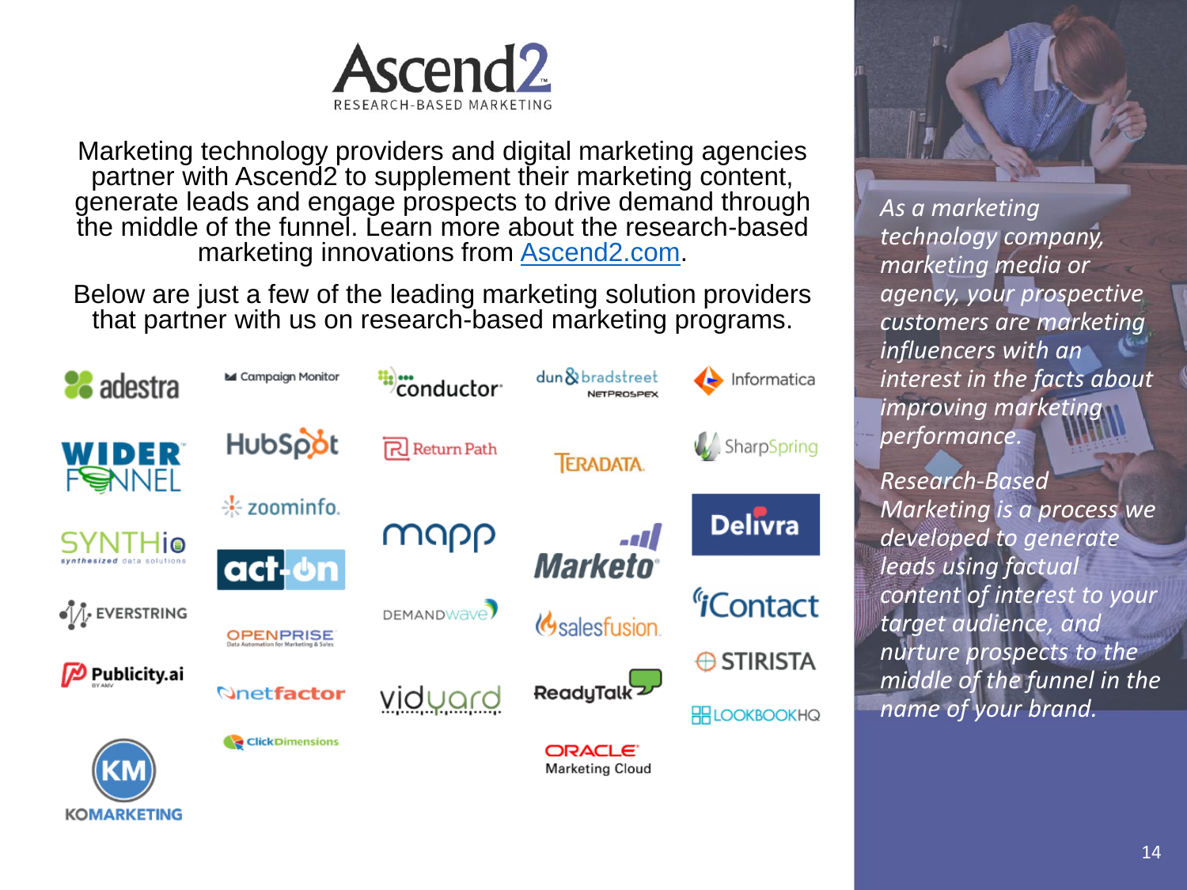# Ascend2

RESEARCH-BASED MARKETING

Marketing technology providers and digital marketing agencies partner with Ascend2 to supplement their marketing content, generate leads and engage prospects to drive demand through the middle of the funnel. Learn more about the research-based marketing innovations from Ascend2.com.

Below are just a few of the leading marketing solution providers that partner with us on research-based marketing programs.

adestra, Campaign Monitor, conductor, dun & bradstreet NetProspex, Informatica, Wider Funnel, HubSpot, Return Path, Teradata, SharpSpring, zoominfo, SYNTHio, act-on, mapp, Marketo, Delivra, EverString, OpenPrise, DemandWave, salesfusion, iContact, Stirista, Publicity.ai, netfactor, vidyard, ReadyTalk, LookBookHQ, KoMarketing, ClickDimensions, Oracle Marketing Cloud

*As a marketing technology company, marketing media or agency, your prospective customers are marketing influencers with an interest in the facts about improving marketing performance.*

*Research-Based Marketing is a process we developed to generate leads using factual content of interest to your target audience, and nurture prospects to the middle of the funnel in the name of your brand.*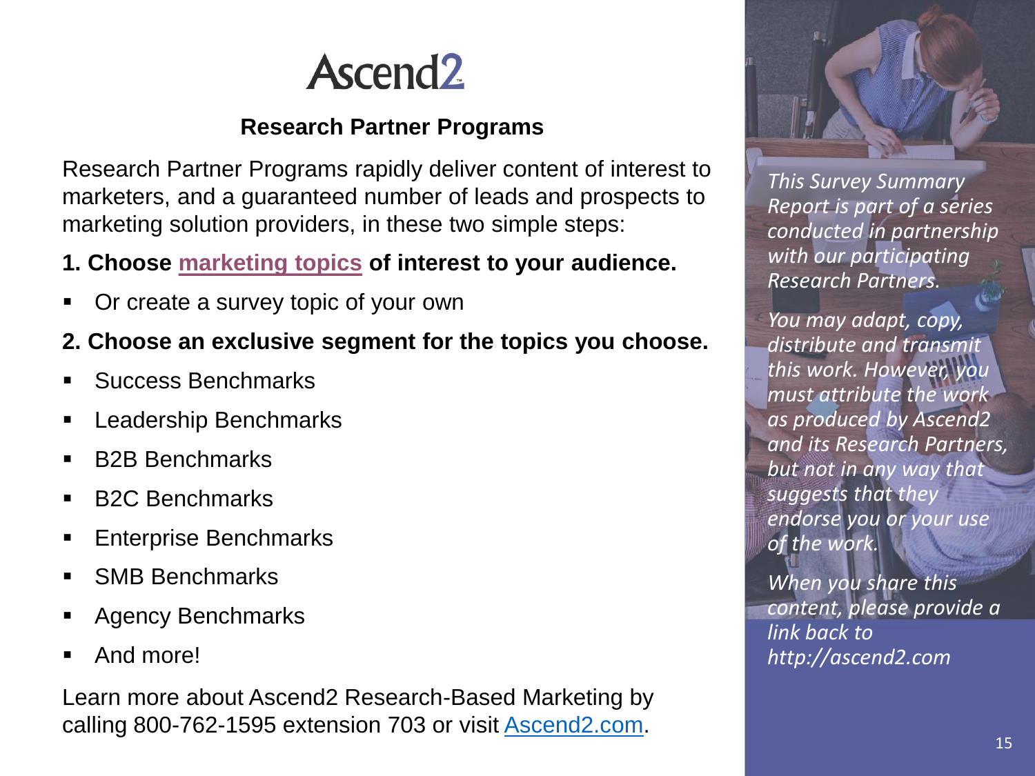# Ascend2

## Research Partner Programs

Research Partner Programs rapidly deliver content of interest to marketers, and a guaranteed number of leads and prospects to marketing solution providers, in these two simple steps:

**1. Choose marketing topics of interest to your audience.**

- Or create a survey topic of your own

**2. Choose an exclusive segment for the topics you choose.**

- Success Benchmarks
- Leadership Benchmarks
- B2B Benchmarks
- B2C Benchmarks
- Enterprise Benchmarks
- SMB Benchmarks
- Agency Benchmarks
- And more!

Learn more about Ascend2 Research-Based Marketing by calling 800-762-1595 extension 703 or visit Ascend2.com.

*This Survey Summary Report is part of a series conducted in partnership with our participating Research Partners.*

*You may adapt, copy, distribute and transmit this work. However, you must attribute the work as produced by Ascend2 and its Research Partners, but not in any way that suggests that they endorse you or your use of the work.*

*When you share this content, please provide a link back to http://ascend2.com*